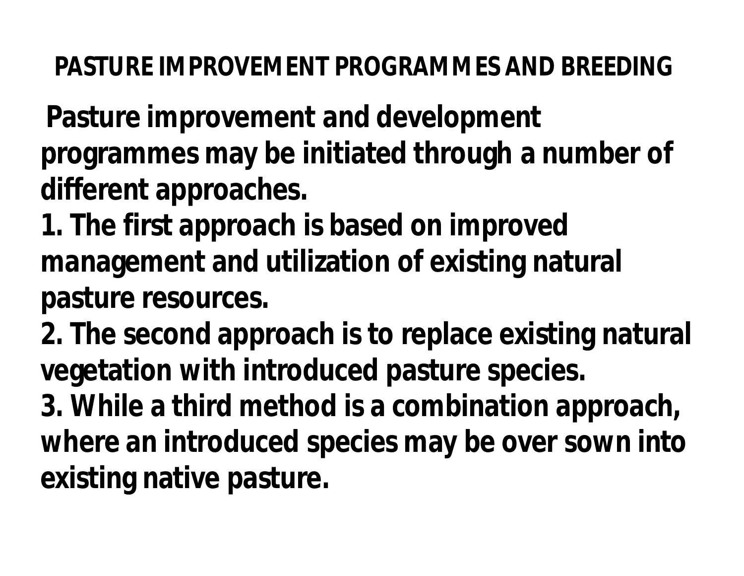# PASTURE IMPROVEMENT PROGRAMMES AND BREEDING

**Pasture improvement and development programmes may be initiated through a number of different approaches.**

**1. The first approach is based on improved management and utilization of existing natural pasture resources.**

**2. The second approach is to replace existing natural vegetation with introduced pasture species.**

**3. While a third method is a combination approach, where an introduced species may be over sown into existing native pasture.**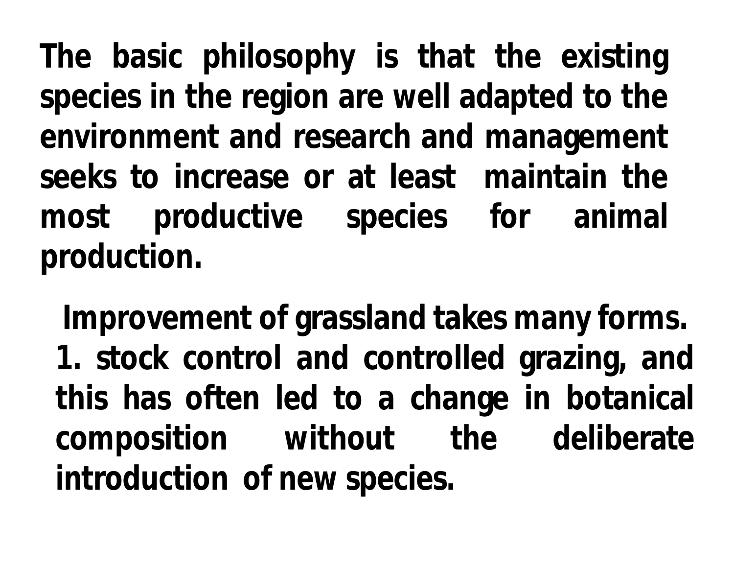**The basic philosophy is that the existing species in the region are well adapted to the environment and research and management seeks to increase or at least maintain the most productive species for animal production.**

**Improvement of grassland takes many forms.**

**1. stock control and controlled grazing, and this has often led to a change in botanical composition without the deliberate introduction of new species.**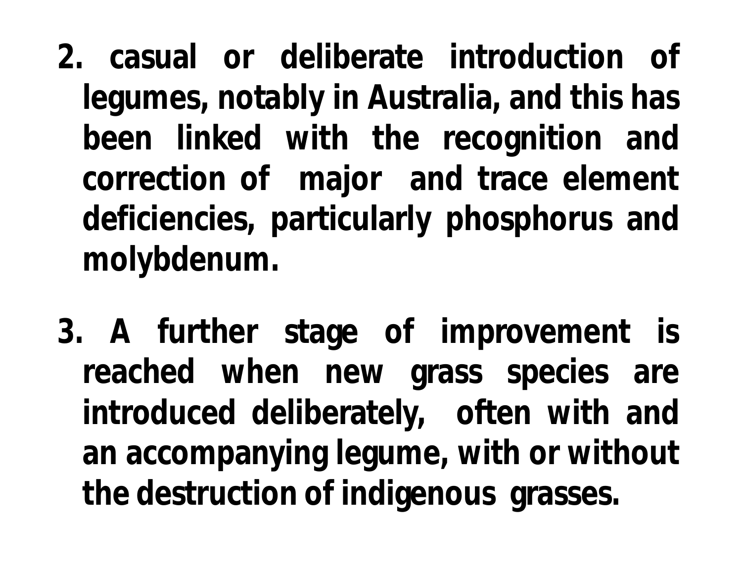2. casual or deliberate introduction of legumes, notably in Australia, and this has been linked with the recognition and correction of major and trace element deficiencies, particularly phosphorus and molybdenum.

3. A further stage of improvement is reached when new grass species are introduced deliberately, often with and an accompanying legume, with or without the destruction of indigenous grasses.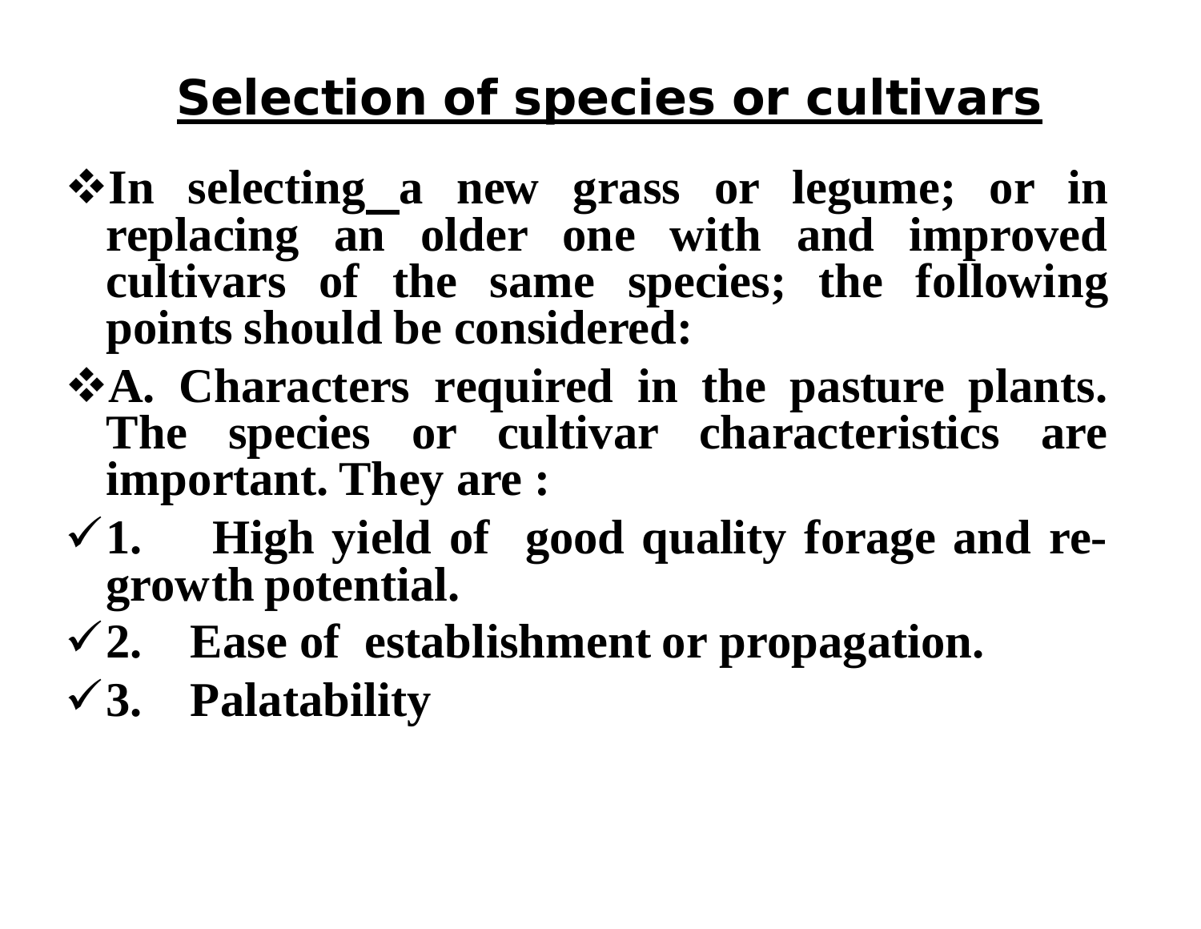# Selection of species or cultivars

- **In selecting a new grass or legume; or in replacing an older one with and improved cultivars of the same species; the following points should be considered:**
- **A. Characters required in the pasture plants. The species or cultivar characteristics are important. They are :**
- **1. High yield of good quality forage and re-growth potential.**
- **2. Ease of establishment or propagation.**
- **3. Palatability**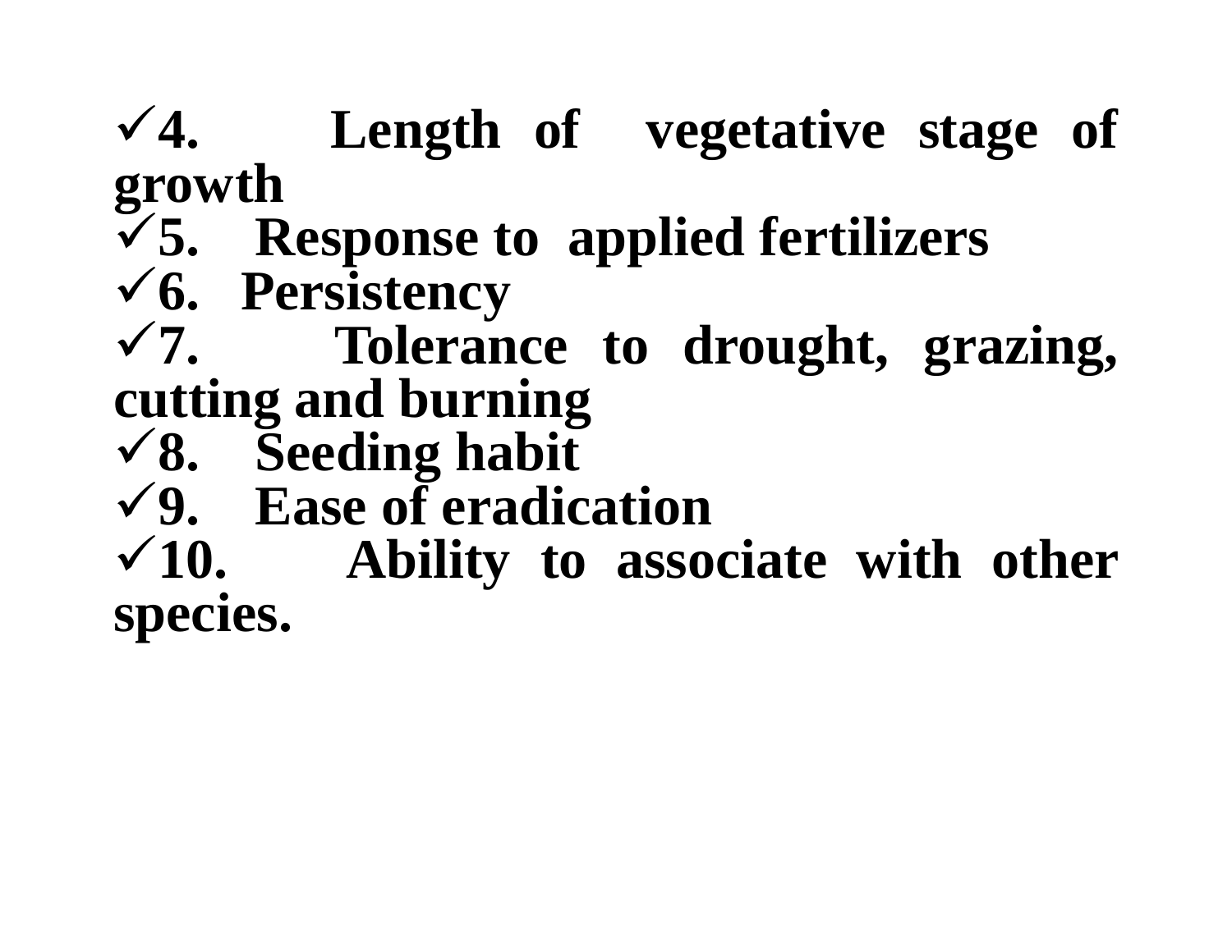- ✓ **4. Length of vegetative stage of growth**
- ✓ **5. Response to applied fertilizers**
- ✓ **6. Persistency**
- ✓ **7. Tolerance to drought, grazing, cutting and burning**
- ✓ **8. Seeding habit**
- ✓ **9. Ease of eradication**
- ✓ **10. Ability to associate with other species.**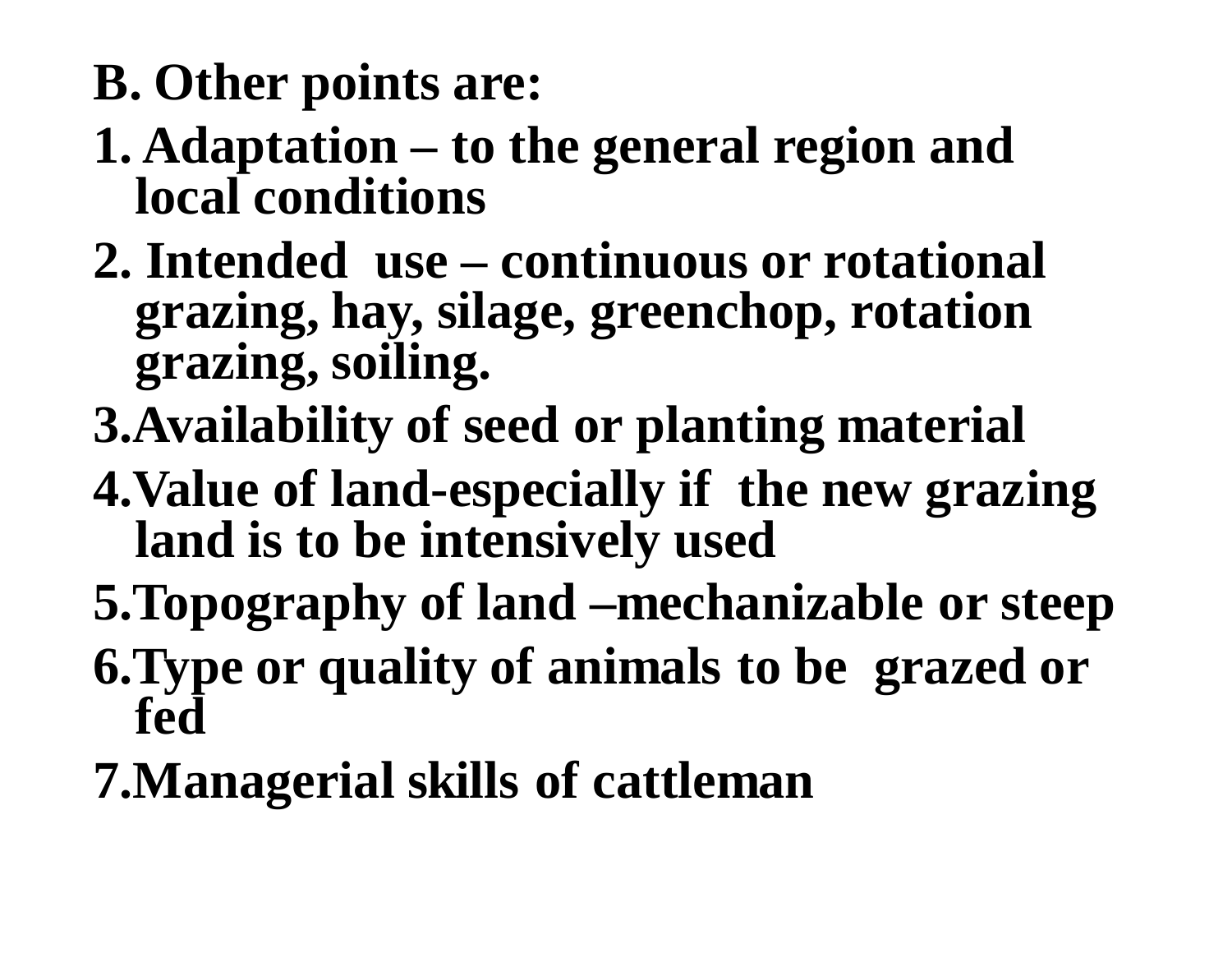**B. Other points are:**

1. **Adaptation – to the general region and local conditions**
2. **Intended use – continuous or rotational grazing, hay, silage, greenchop, rotation grazing, soiling.**
3. **Availability of seed or planting material**
4. **Value of land-especially if the new grazing land is to be intensively used**
5. **Topography of land –mechanizable or steep**
6. **Type or quality of animals to be grazed or fed**
7. **Managerial skills of cattleman**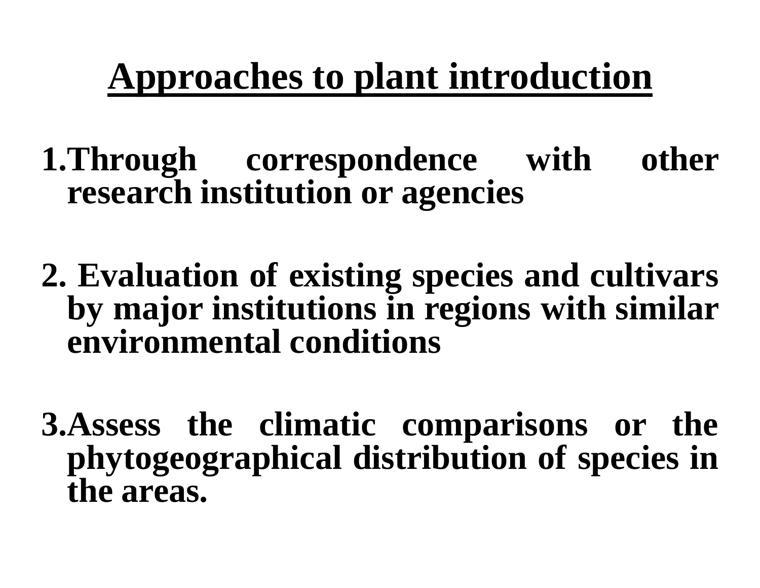# Approaches to plant introduction

1. **Through correspondence with other research institution or agencies**

2. **Evaluation of existing species and cultivars by major institutions in regions with similar environmental conditions**

3. **Assess the climatic comparisons or the phytogeographical distribution of species in the areas.**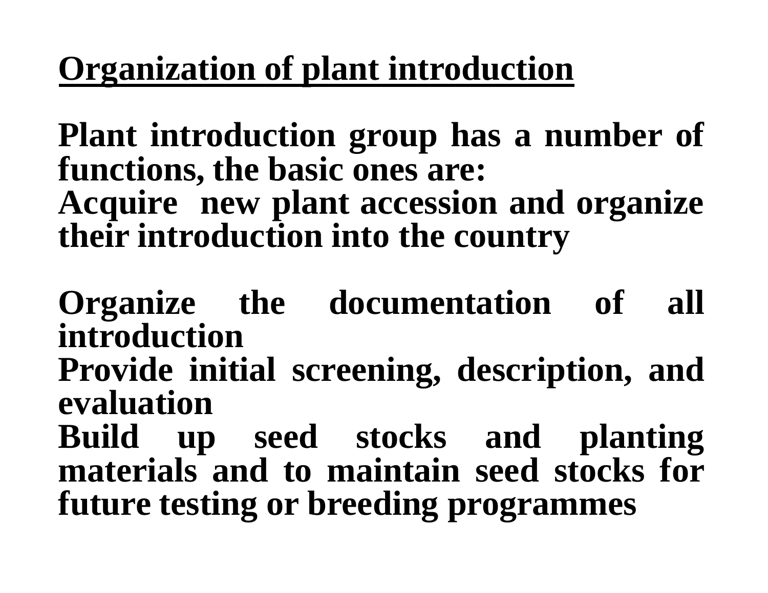## Organization of plant introduction

**Plant introduction group has a number of functions, the basic ones are:**

**Acquire new plant accession and organize their introduction into the country**

**Organize the documentation of all introduction**

**Provide initial screening, description, and evaluation**

**Build up seed stocks and planting materials and to maintain seed stocks for future testing or breeding programmes**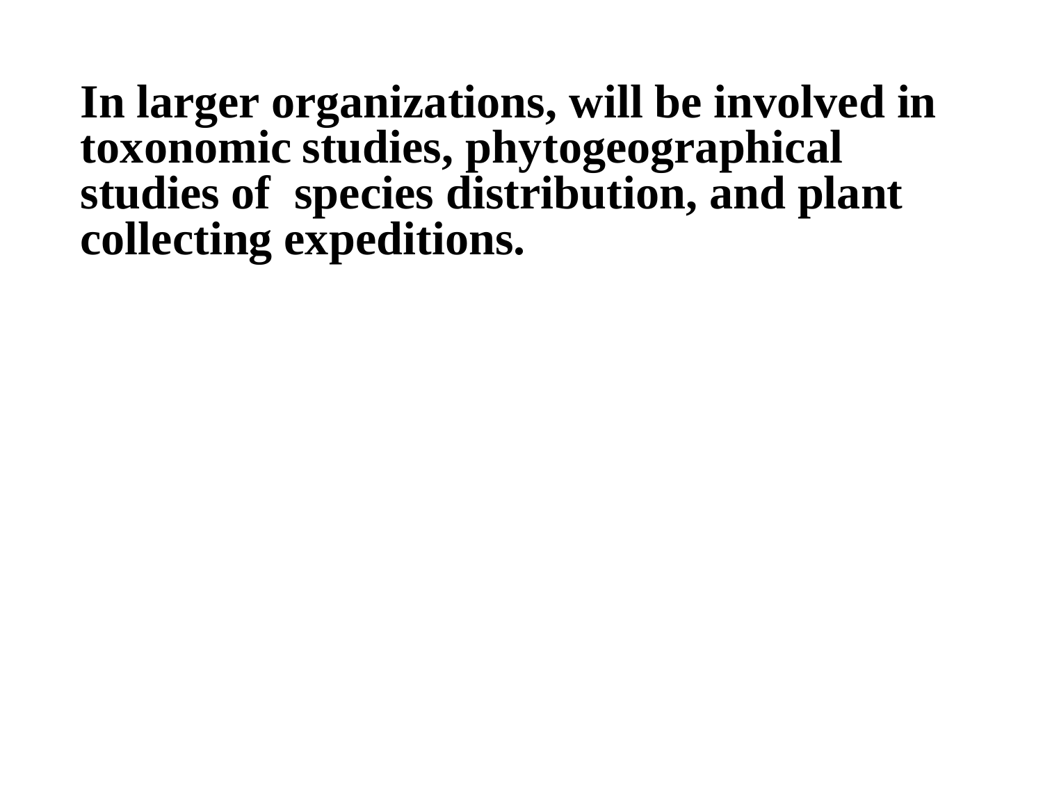**In larger organizations, will be involved in toxonomic studies, phytogeographical studies of species distribution, and plant collecting expeditions.**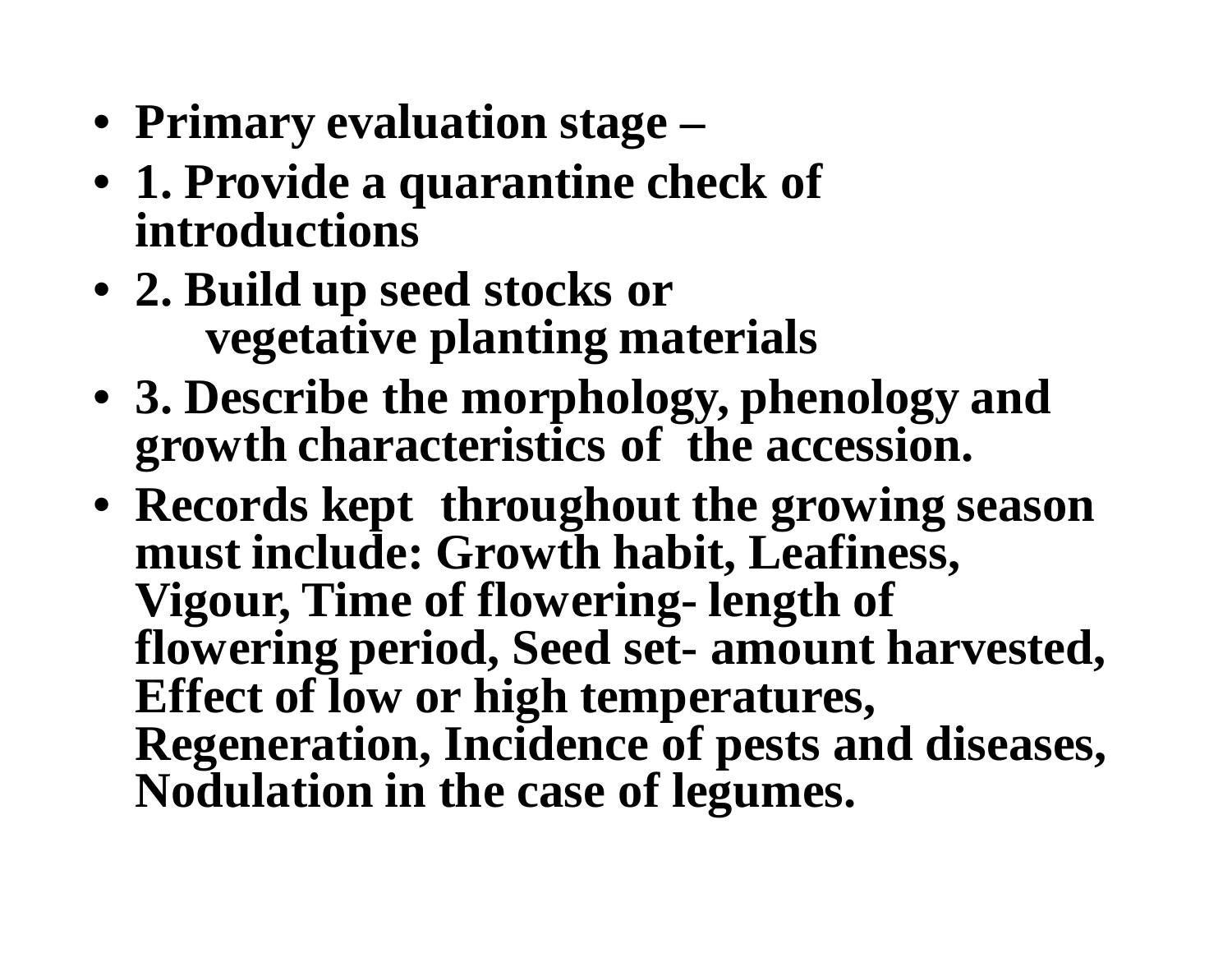- **Primary evaluation stage –**
- **1. Provide a quarantine check of introductions**
- **2. Build up seed stocks or vegetative planting materials**
- **3. Describe the morphology, phenology and growth characteristics of the accession.**
- **Records kept throughout the growing season must include: Growth habit, Leafiness, Vigour, Time of flowering- length of flowering period, Seed set- amount harvested, Effect of low or high temperatures, Regeneration, Incidence of pests and diseases, Nodulation in the case of legumes.**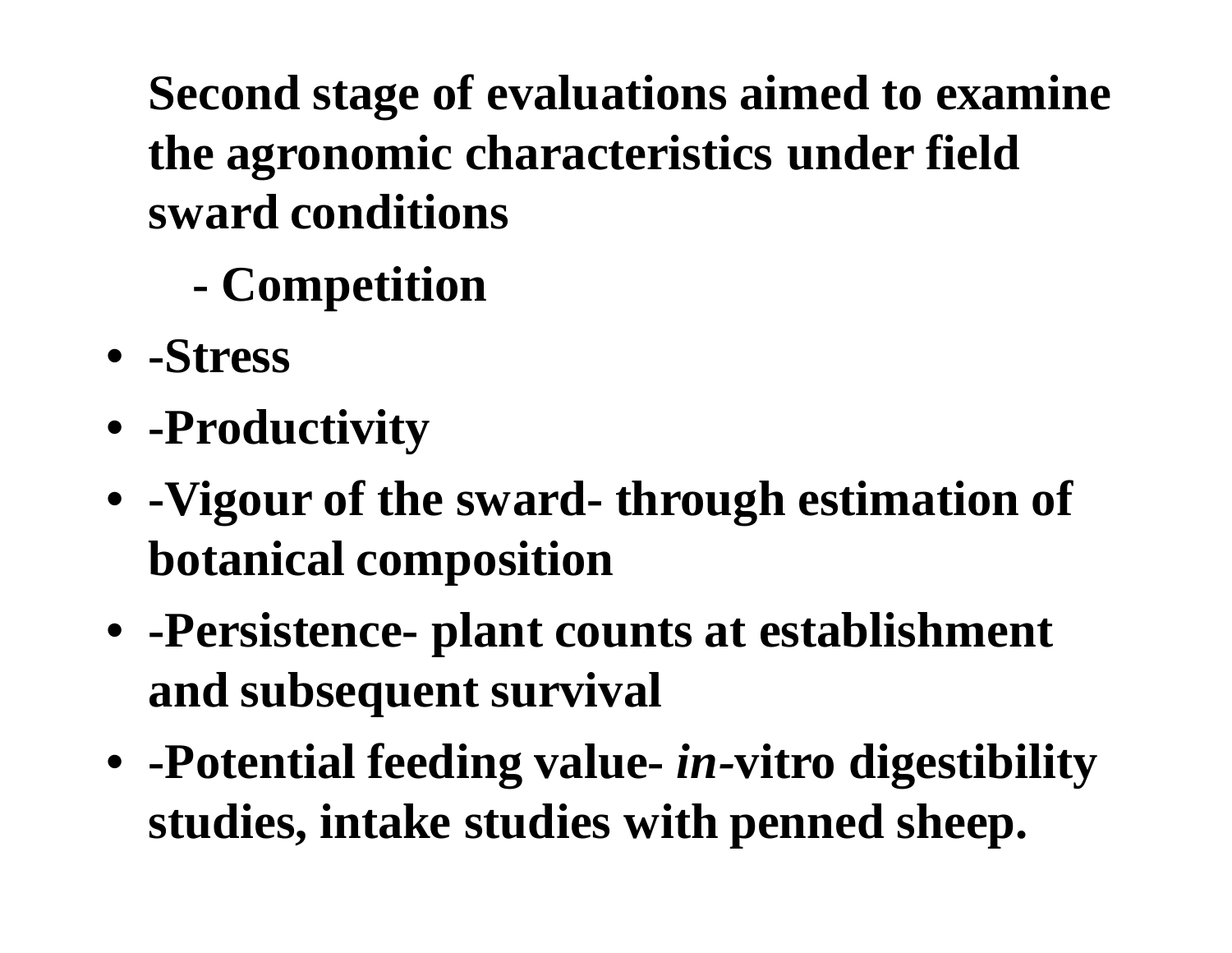**Second stage of evaluations aimed to examine the agronomic characteristics under field sward conditions**

**- Competition**

- **-Stress**
- **-Productivity**
- **-Vigour of the sward- through estimation of botanical composition**
- **-Persistence- plant counts at establishment and subsequent survival**
- **-Potential feeding value- *in*-vitro digestibility studies, intake studies with penned sheep.**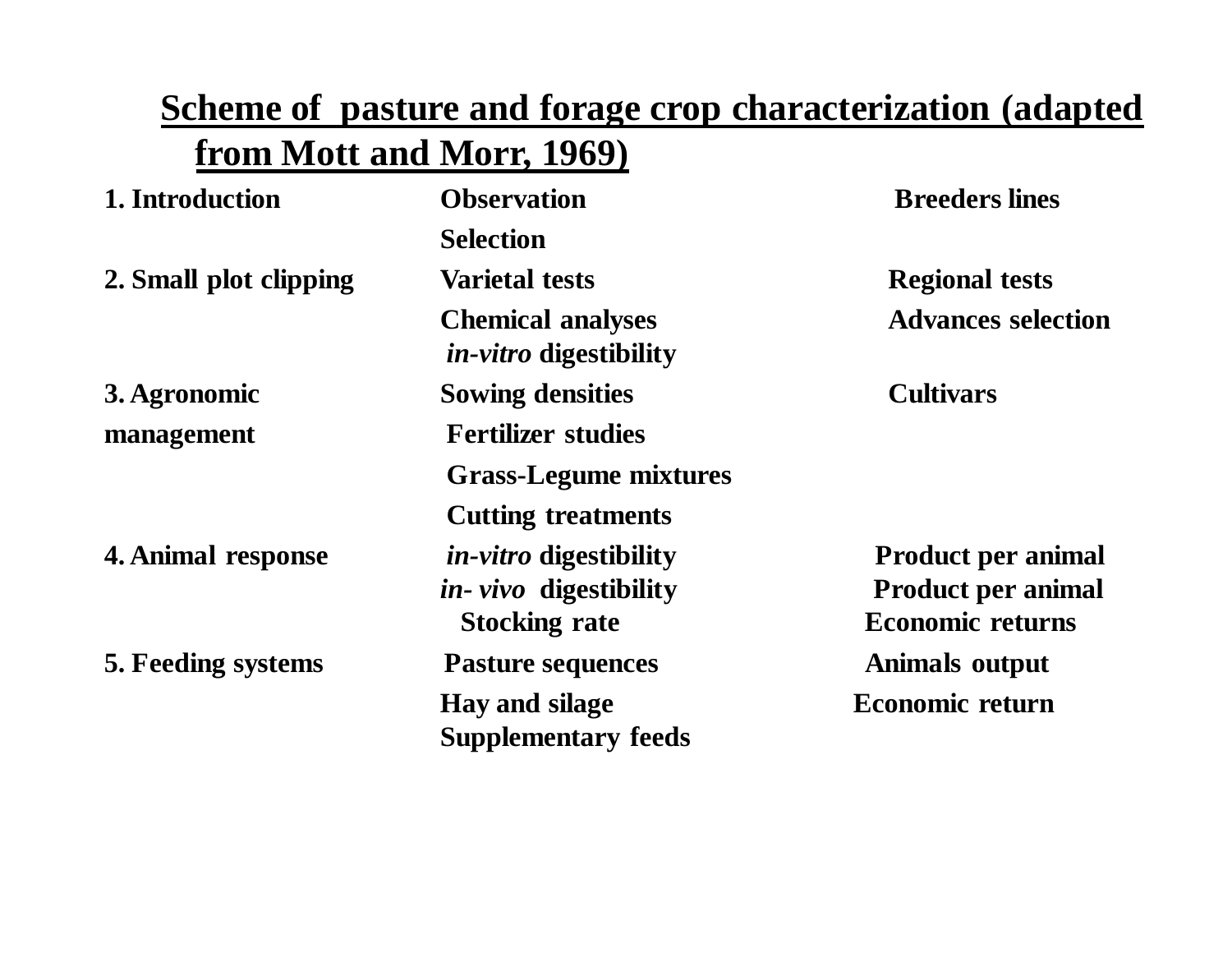## Scheme of pasture and forage crop characterization (adapted from Mott and Morr, 1969)

| | | |
|---|---|---|
| 1. Introduction | Observation<br>Selection | Breeders lines |
| 2. Small plot clipping | Varietal tests<br>Chemical analyses<br>*in-vitro* digestibility | Regional tests<br>Advances selection |
| 3. Agronomic management | Sowing densities<br>Fertilizer studies<br>Grass-Legume mixtures<br>Cutting treatments | Cultivars |
| 4. Animal response | *in-vitro* digestibility<br>*in- vivo* digestibility<br>Stocking rate | Product per animal<br>Product per animal<br>Economic returns |
| 5. Feeding systems | Pasture sequences<br>Hay and silage<br>Supplementary feeds | Animals output<br>Economic return |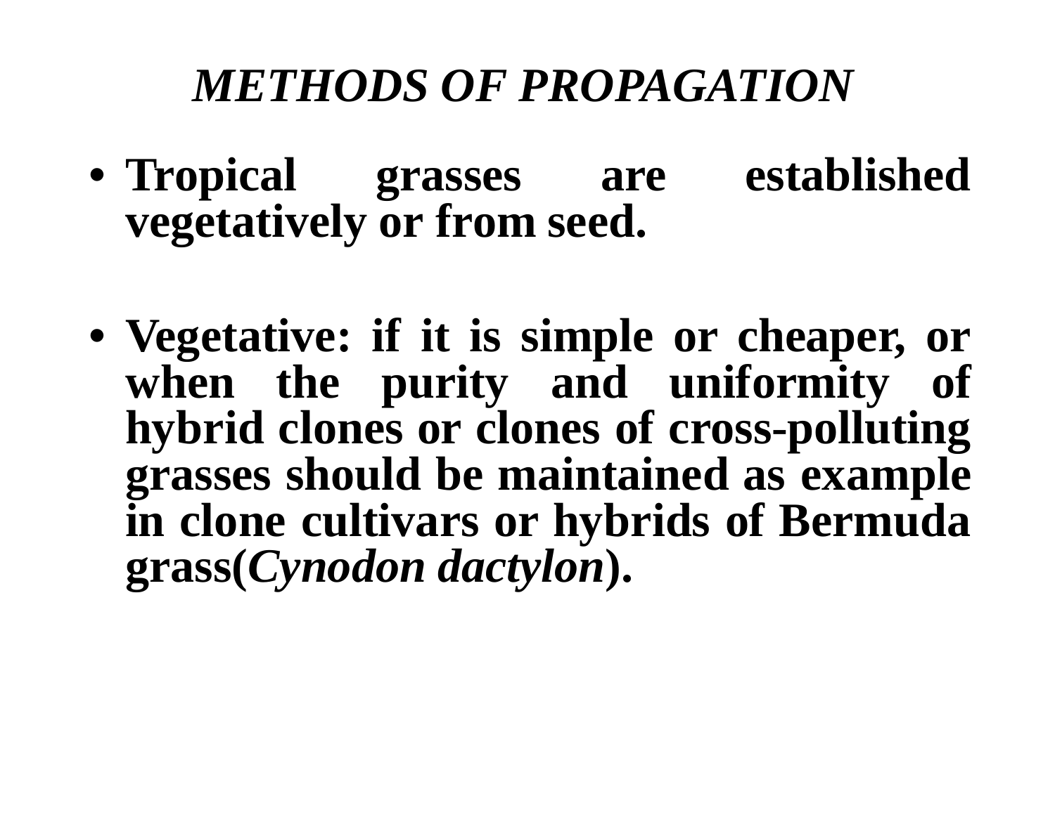# *METHODS OF PROPAGATION*

- **Tropical grasses are established vegetatively or from seed.**

- **Vegetative: if it is simple or cheaper, or when the purity and uniformity of hybrid clones or clones of cross-polluting grasses should be maintained as example in clone cultivars or hybrids of Bermuda grass(*Cynodon dactylon*).**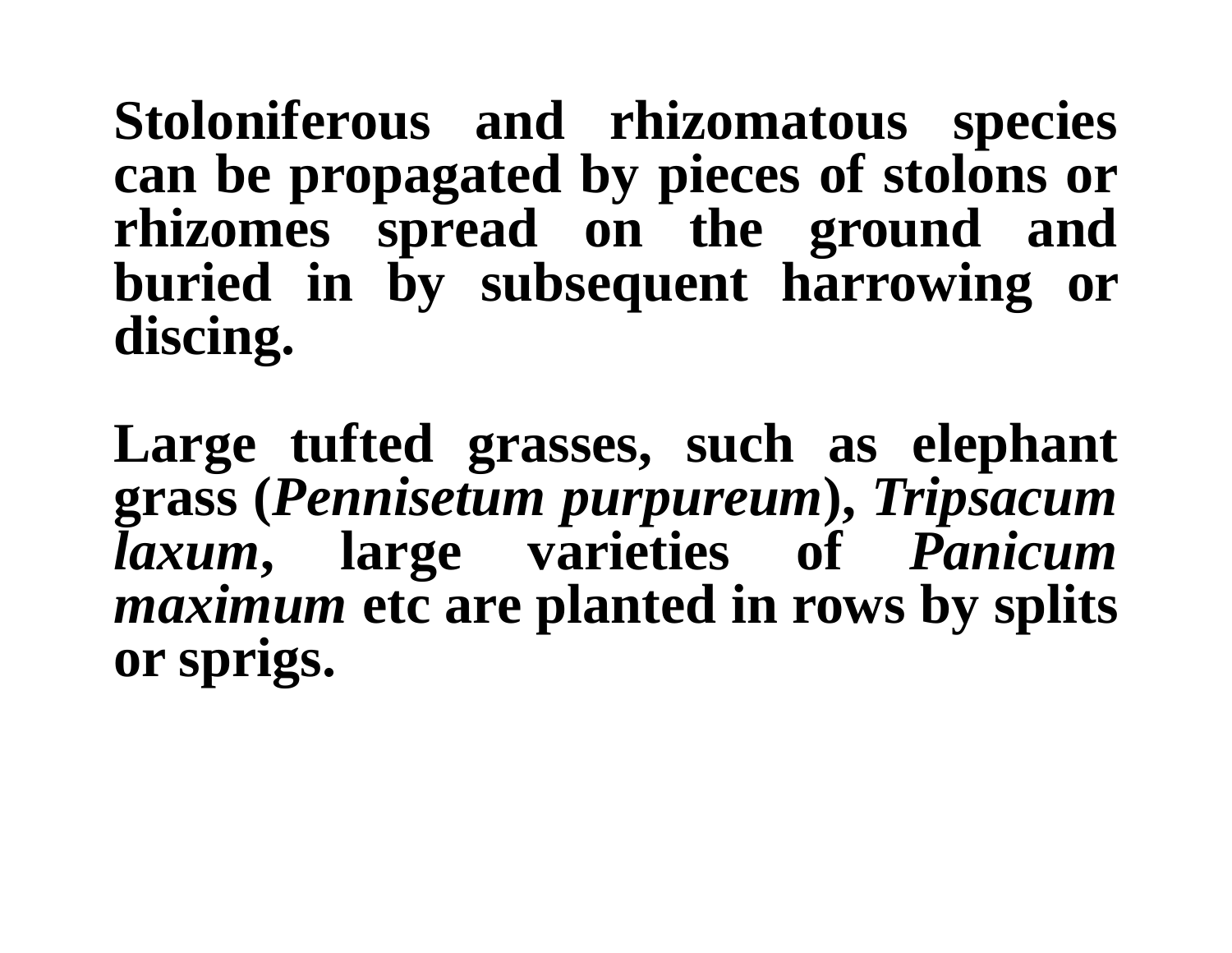**Stoloniferous and rhizomatous species can be propagated by pieces of stolons or rhizomes spread on the ground and buried in by subsequent harrowing or discing.**

**Large tufted grasses, such as elephant grass (*Pennisetum purpureum*), *Tripsacum laxum*, large varieties of *Panicum maximum* etc are planted in rows by splits or sprigs.**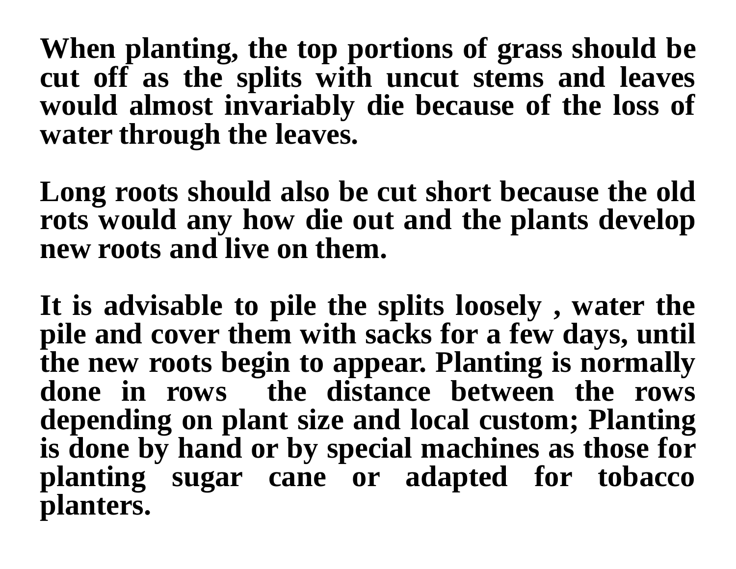**When planting, the top portions of grass should be cut off as the splits with uncut stems and leaves would almost invariably die because of the loss of water through the leaves.**

**Long roots should also be cut short because the old rots would any how die out and the plants develop new roots and live on them.**

**It is advisable to pile the splits loosely , water the pile and cover them with sacks for a few days, until the new roots begin to appear. Planting is normally done in rows the distance between the rows depending on plant size and local custom; Planting is done by hand or by special machines as those for planting sugar cane or adapted for tobacco planters.**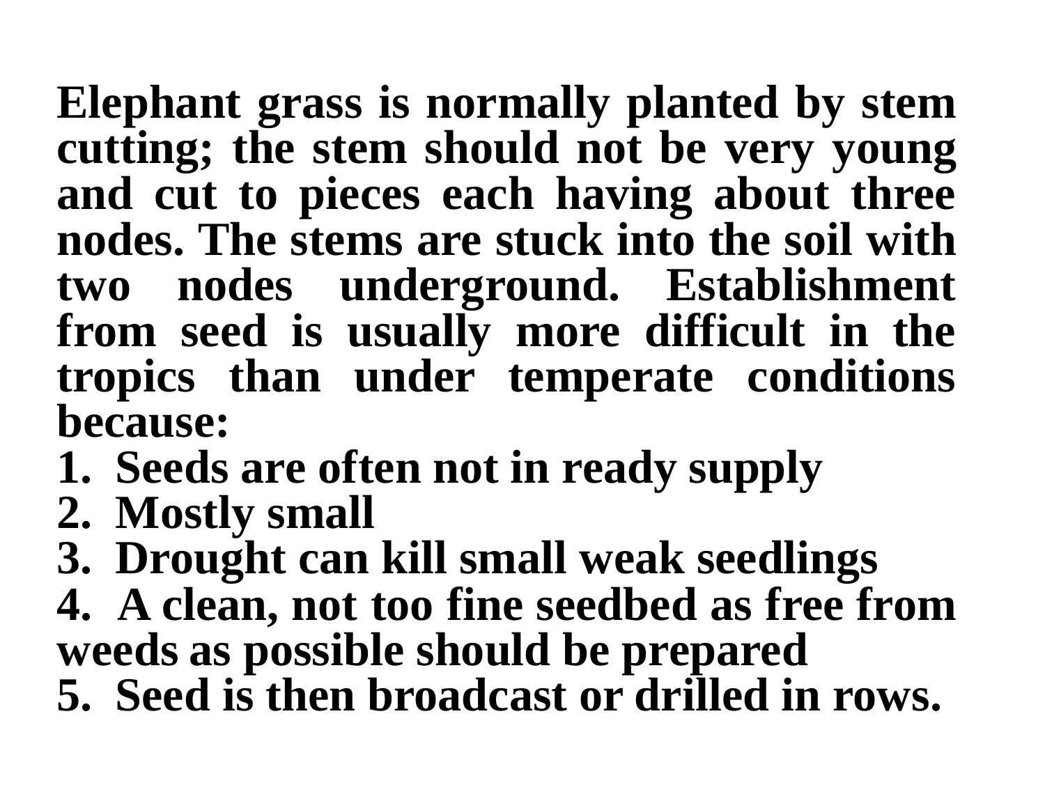**Elephant grass is normally planted by stem cutting; the stem should not be very young and cut to pieces each having about three nodes. The stems are stuck into the soil with two nodes underground. Establishment from seed is usually more difficult in the tropics than under temperate conditions because:**

1. **Seeds are often not in ready supply**
2. **Mostly small**
3. **Drought can kill small weak seedlings**
4. **A clean, not too fine seedbed as free from weeds as possible should be prepared**
5. **Seed is then broadcast or drilled in rows.**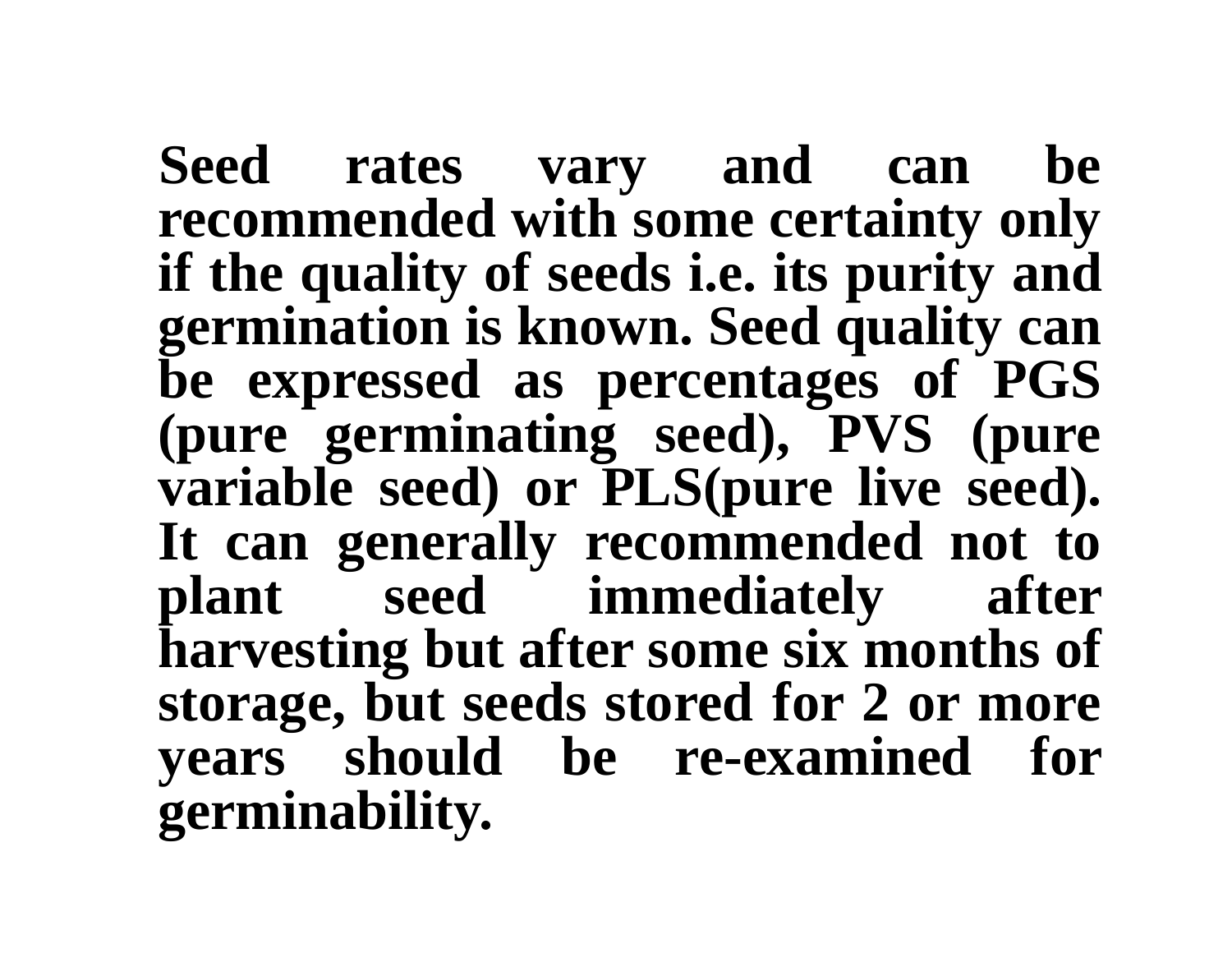**Seed rates vary and can be recommended with some certainty only if the quality of seeds i.e. its purity and germination is known. Seed quality can be expressed as percentages of PGS (pure germinating seed), PVS (pure variable seed) or PLS(pure live seed). It can generally recommended not to plant seed immediately after harvesting but after some six months of storage, but seeds stored for 2 or more years should be re-examined for germinability.**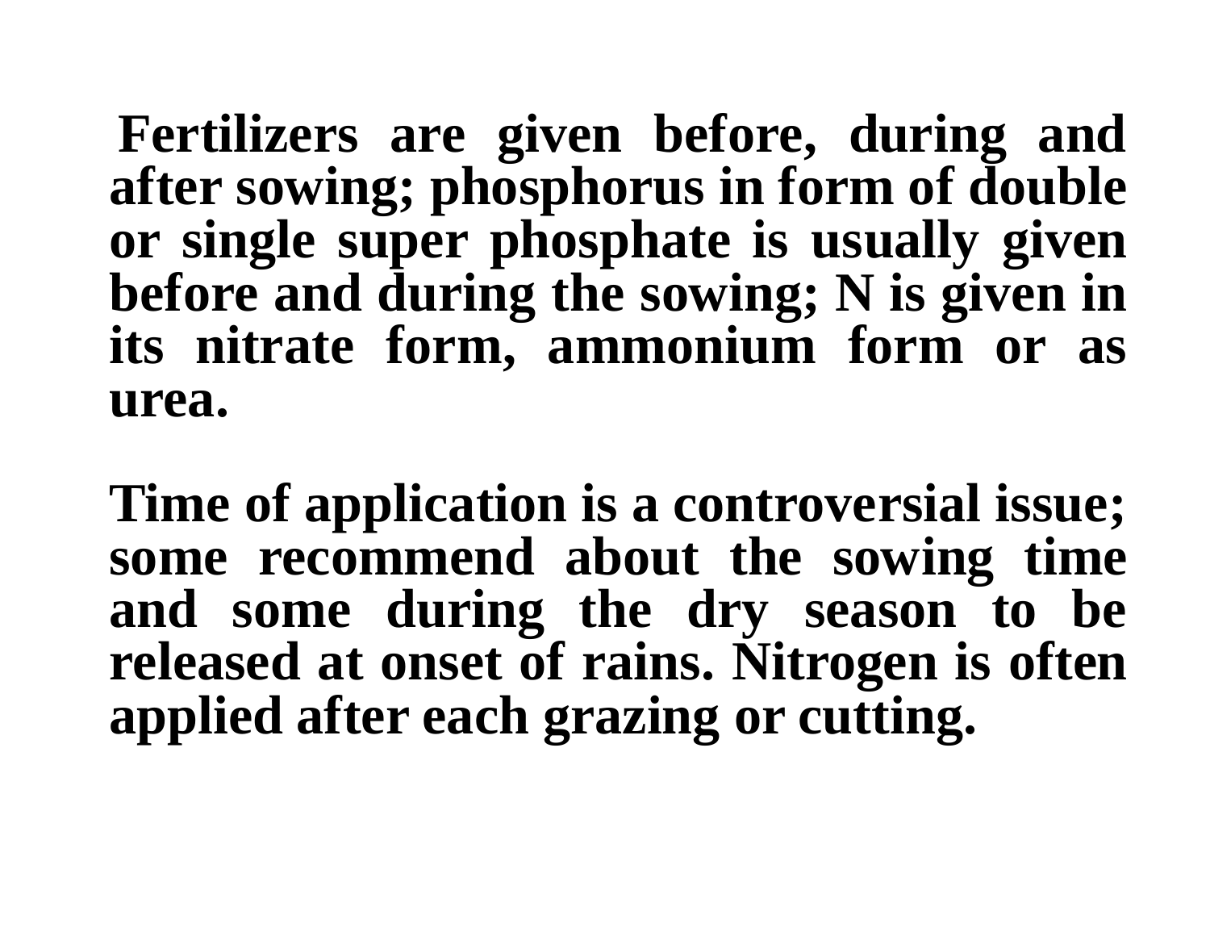**Fertilizers are given before, during and after sowing; phosphorus in form of double or single super phosphate is usually given before and during the sowing; N is given in its nitrate form, ammonium form or as urea.**

**Time of application is a controversial issue; some recommend about the sowing time and some during the dry season to be released at onset of rains. Nitrogen is often applied after each grazing or cutting.**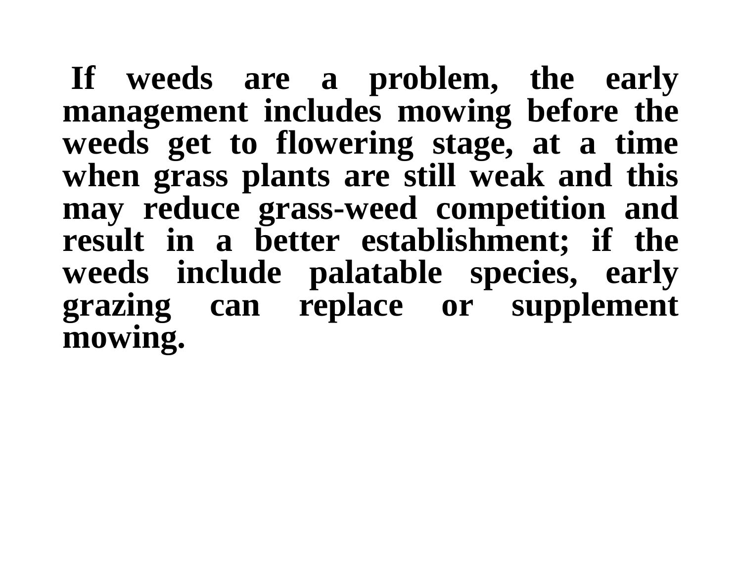**If weeds are a problem, the early management includes mowing before the weeds get to flowering stage, at a time when grass plants are still weak and this may reduce grass-weed competition and result in a better establishment; if the weeds include palatable species, early grazing can replace or supplement mowing.**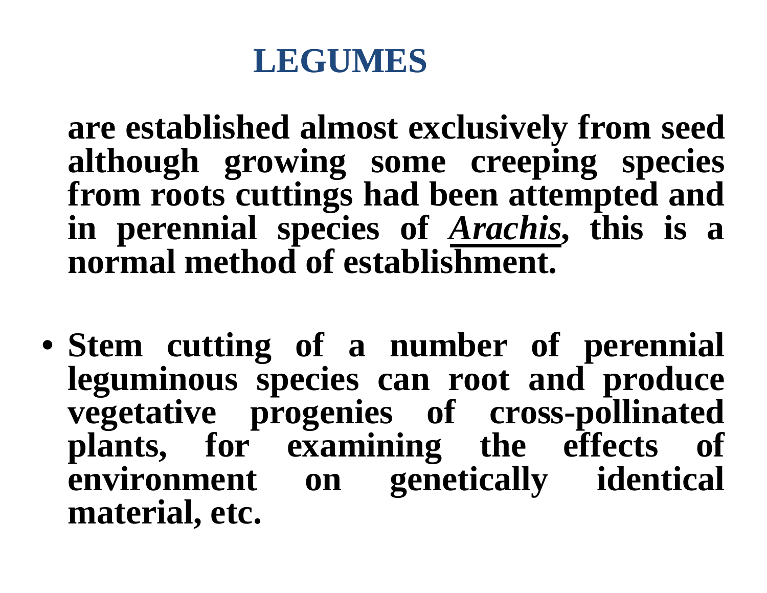# LEGUMES

**are established almost exclusively from seed although growing some creeping species from roots cuttings had been attempted and in perennial species of *Arachis*, this is a normal method of establishment.**

- **Stem cutting of a number of perennial leguminous species can root and produce vegetative progenies of cross-pollinated plants, for examining the effects of environment on genetically identical material, etc.**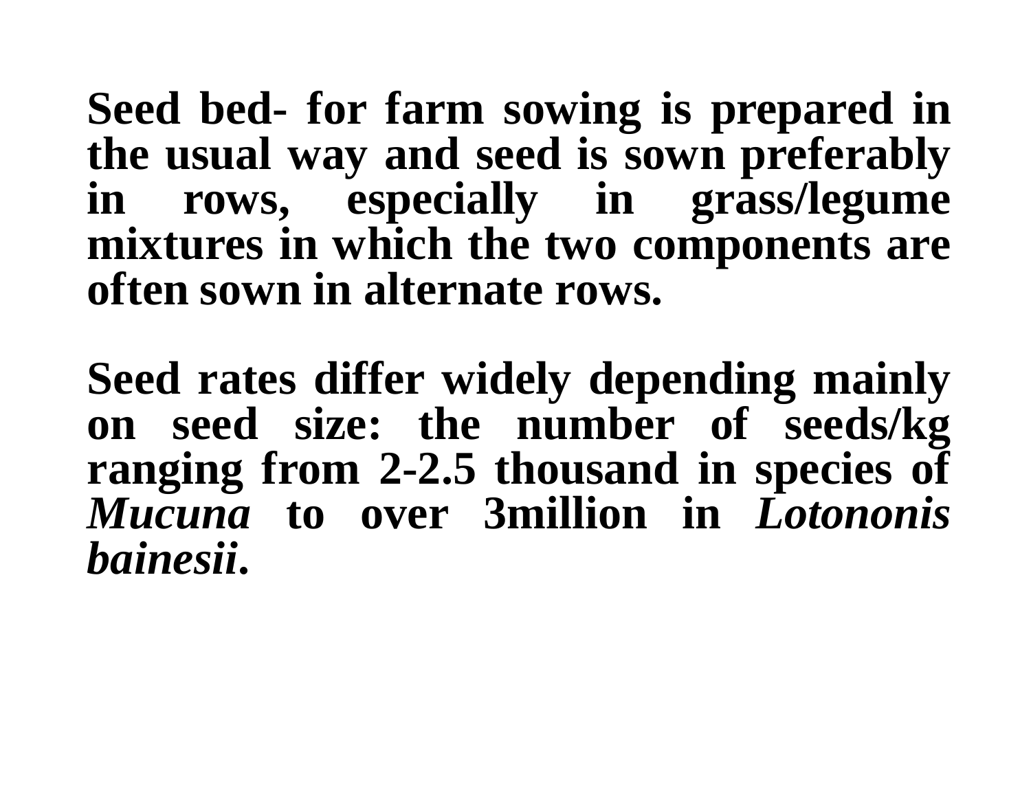**Seed bed- for farm sowing is prepared in the usual way and seed is sown preferably in rows, especially in grass/legume mixtures in which the two components are often sown in alternate rows.**

**Seed rates differ widely depending mainly on seed size: the number of seeds/kg ranging from 2-2.5 thousand in species of *Mucuna* to over 3million in *Lotononis bainesii*.**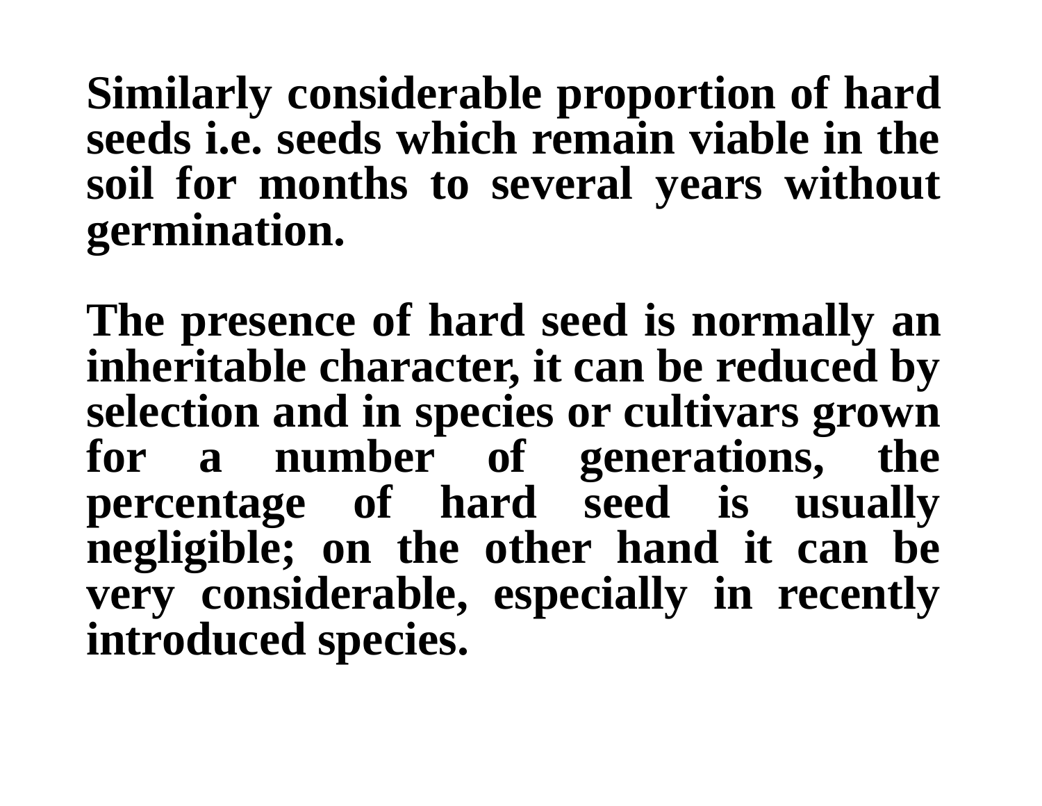**Similarly considerable proportion of hard seeds i.e. seeds which remain viable in the soil for months to several years without germination.**

**The presence of hard seed is normally an inheritable character, it can be reduced by selection and in species or cultivars grown for a number of generations, the percentage of hard seed is usually negligible; on the other hand it can be very considerable, especially in recently introduced species.**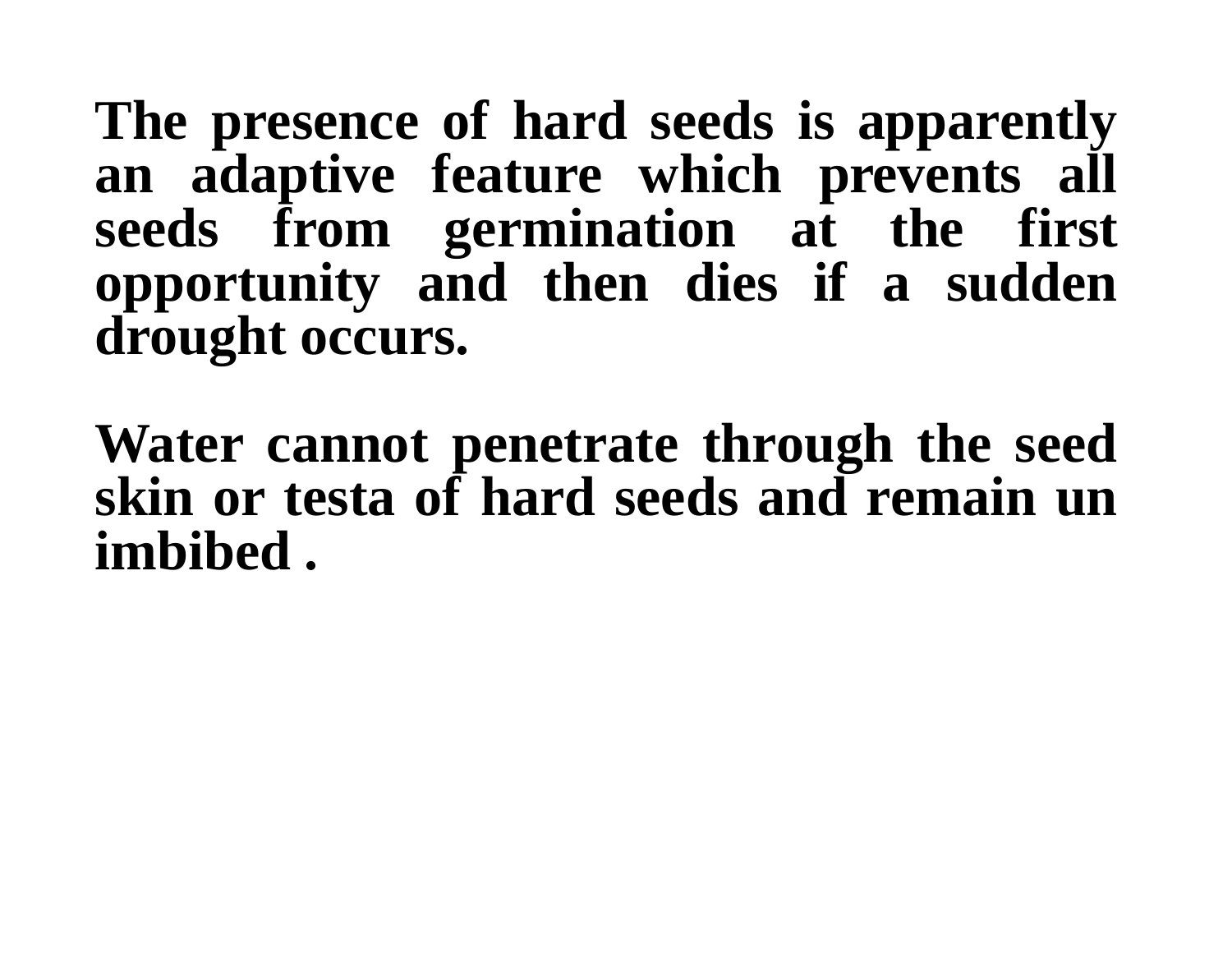**The presence of hard seeds is apparently an adaptive feature which prevents all seeds from germination at the first opportunity and then dies if a sudden drought occurs.**

**Water cannot penetrate through the seed skin or testa of hard seeds and remain un imbibed .**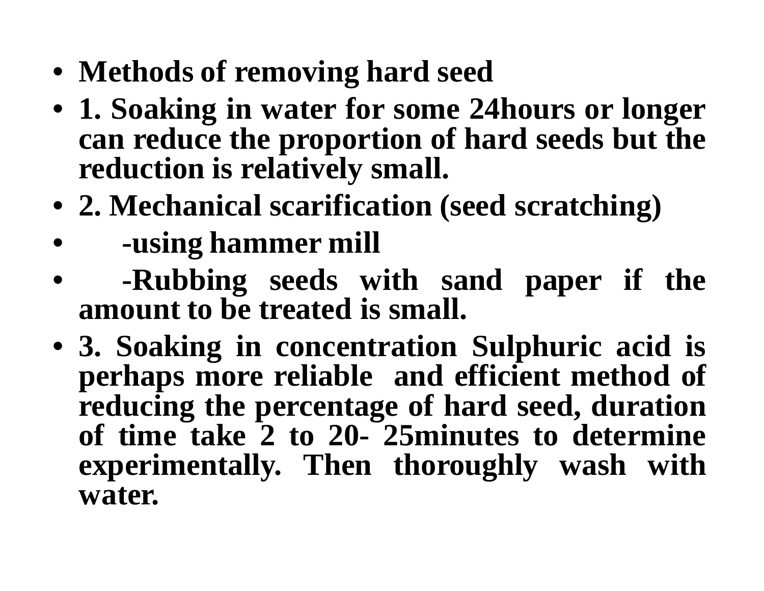- **Methods of removing hard seed**
- **1. Soaking in water for some 24hours or longer can reduce the proportion of hard seeds but the reduction is relatively small.**
- **2. Mechanical scarification (seed scratching)**
- **-using hammer mill**
- **-Rubbing seeds with sand paper if the amount to be treated is small.**
- **3. Soaking in concentration Sulphuric acid is perhaps more reliable and efficient method of reducing the percentage of hard seed, duration of time take 2 to 20- 25minutes to determine experimentally. Then thoroughly wash with water.**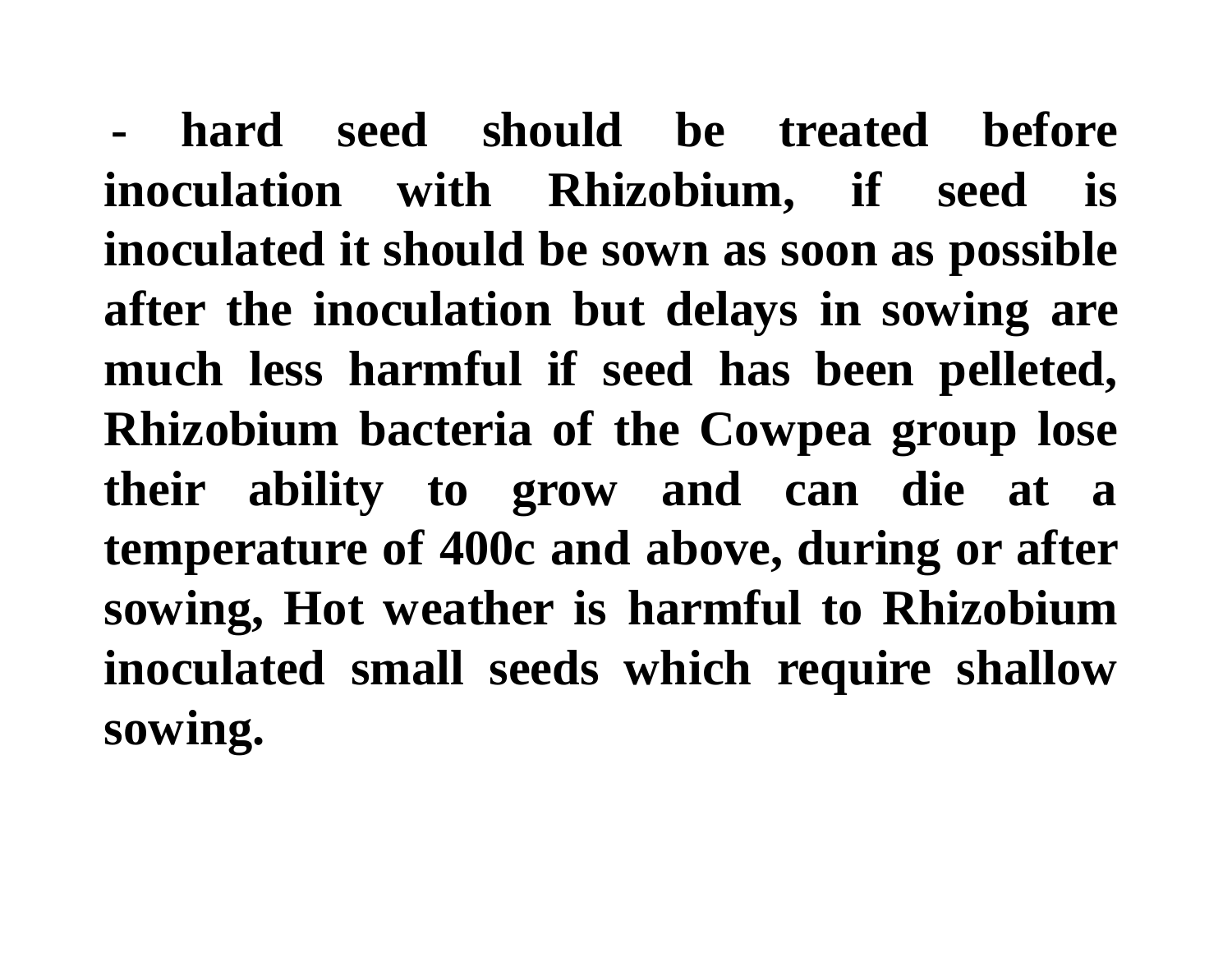**- hard seed should be treated before inoculation with Rhizobium, if seed is inoculated it should be sown as soon as possible after the inoculation but delays in sowing are much less harmful if seed has been pelleted, Rhizobium bacteria of the Cowpea group lose their ability to grow and can die at a temperature of 400c and above, during or after sowing, Hot weather is harmful to Rhizobium inoculated small seeds which require shallow sowing.**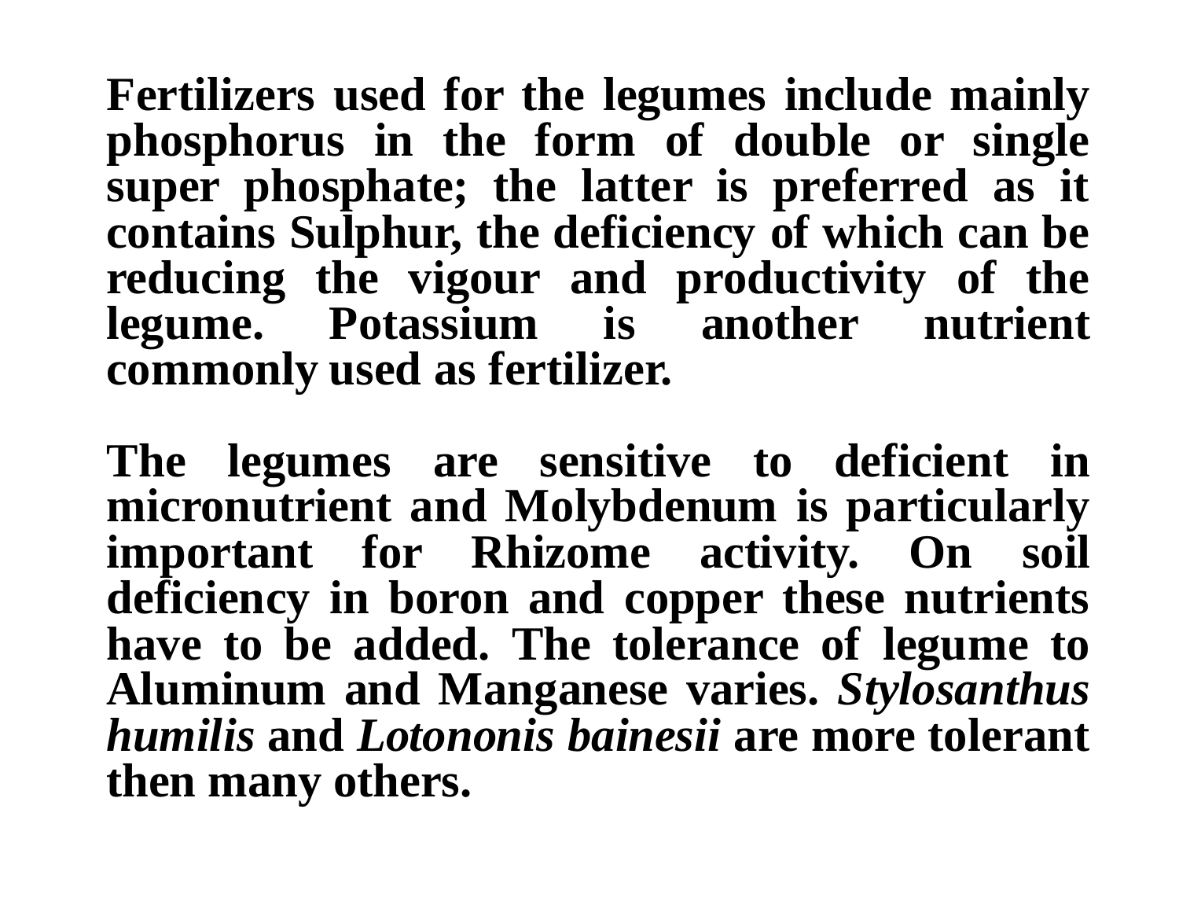**Fertilizers used for the legumes include mainly phosphorus in the form of double or single super phosphate; the latter is preferred as it contains Sulphur, the deficiency of which can be reducing the vigour and productivity of the legume. Potassium is another nutrient commonly used as fertilizer.**

**The legumes are sensitive to deficient in micronutrient and Molybdenum is particularly important for Rhizome activity. On soil deficiency in boron and copper these nutrients have to be added. The tolerance of legume to Aluminum and Manganese varies. *Stylosanthus humilis* and *Lotononis bainesii* are more tolerant then many others.**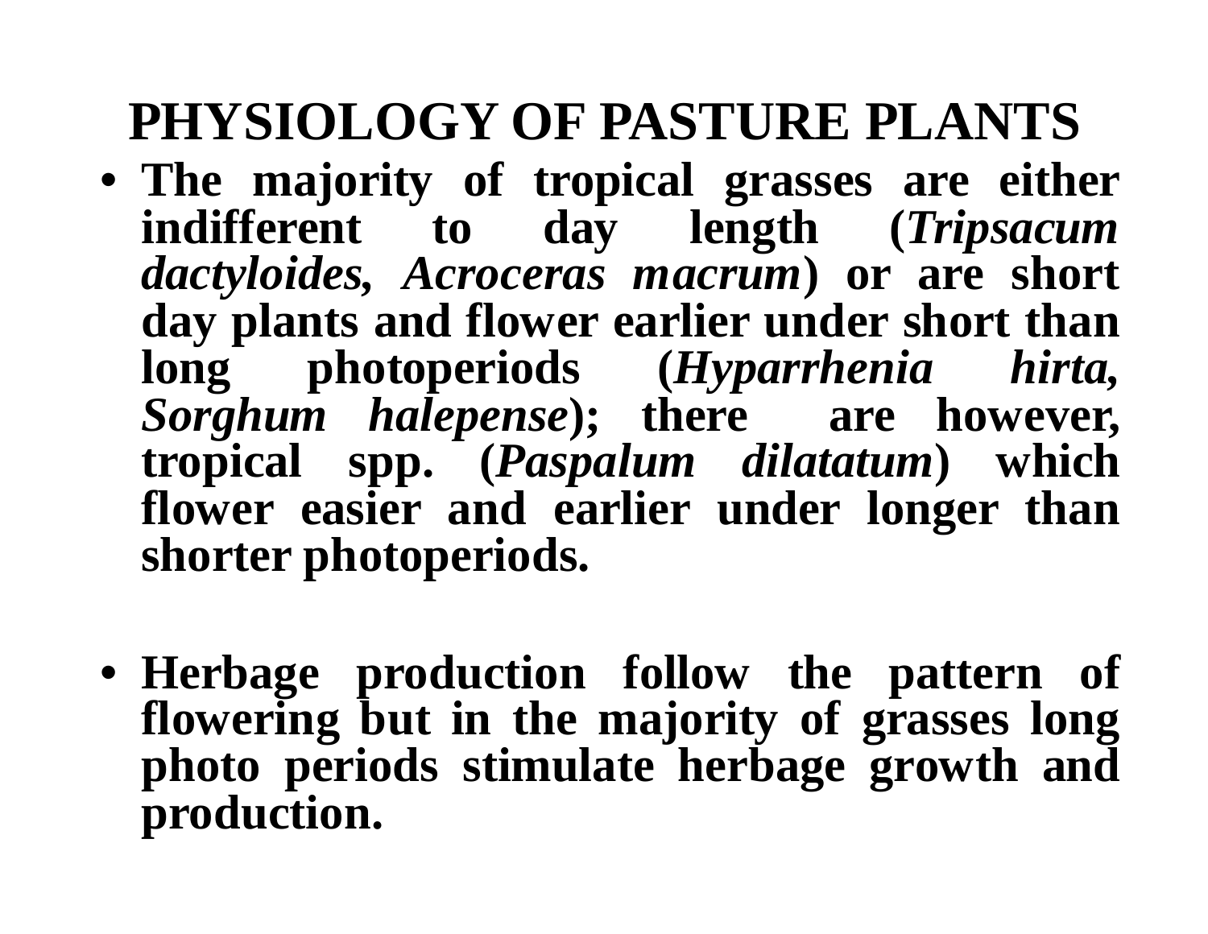# PHYSIOLOGY OF PASTURE PLANTS

- **The majority of tropical grasses are either indifferent to day length (*Tripsacum dactyloides, Acroceras macrum*) or are short day plants and flower earlier under short than long photoperiods (*Hyparrhenia hirta, Sorghum halepense*); there are however, tropical spp. (*Paspalum dilatatum*) which flower easier and earlier under longer than shorter photoperiods.**

- **Herbage production follow the pattern of flowering but in the majority of grasses long photo periods stimulate herbage growth and production.**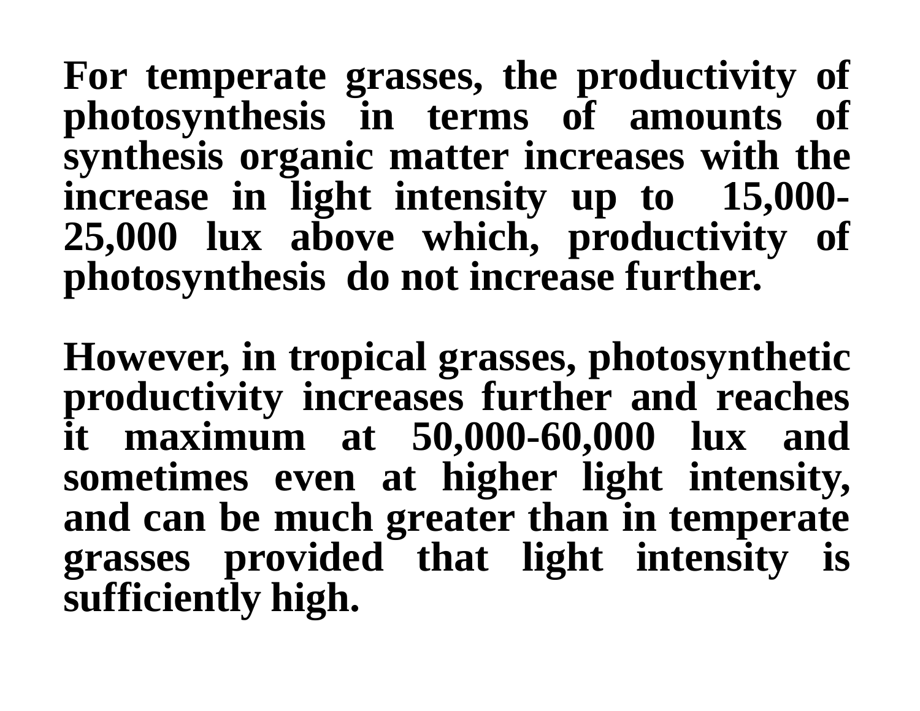**For temperate grasses, the productivity of photosynthesis in terms of amounts of synthesis organic matter increases with the increase in light intensity up to 15,000-25,000 lux above which, productivity of photosynthesis do not increase further.**

**However, in tropical grasses, photosynthetic productivity increases further and reaches it maximum at 50,000-60,000 lux and sometimes even at higher light intensity, and can be much greater than in temperate grasses provided that light intensity is sufficiently high.**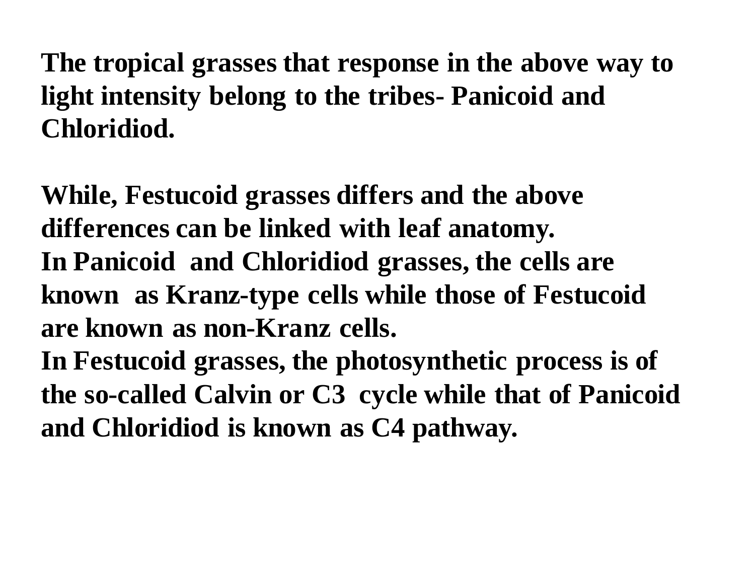**The tropical grasses that response in the above way to light intensity belong to the tribes- Panicoid and Chloridiod.**

**While, Festucoid grasses differs and the above differences can be linked with leaf anatomy.**
**In Panicoid and Chloridiod grasses, the cells are known as Kranz-type cells while those of Festucoid are known as non-Kranz cells.**
**In Festucoid grasses, the photosynthetic process is of the so-called Calvin or C3 cycle while that of Panicoid and Chloridiod is known as C4 pathway.**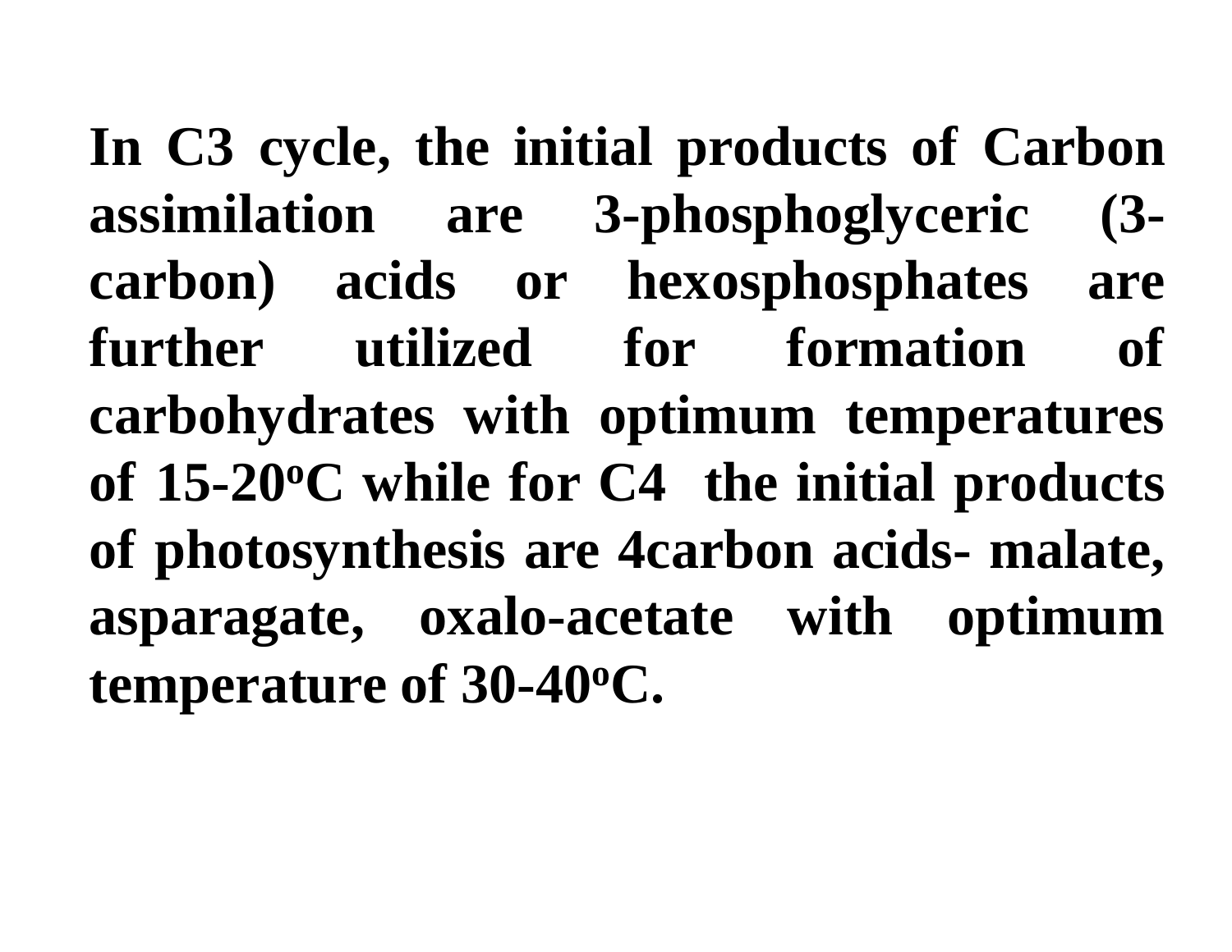**In C3 cycle, the initial products of Carbon assimilation are 3-phosphoglyceric (3-carbon) acids or hexosphosphates are further utilized for formation of carbohydrates with optimum temperatures of 15-20$^{o}$C while for C4 the initial products of photosynthesis are 4carbon acids- malate, asparagate, oxalo-acetate with optimum temperature of 30-40$^{o}$C.**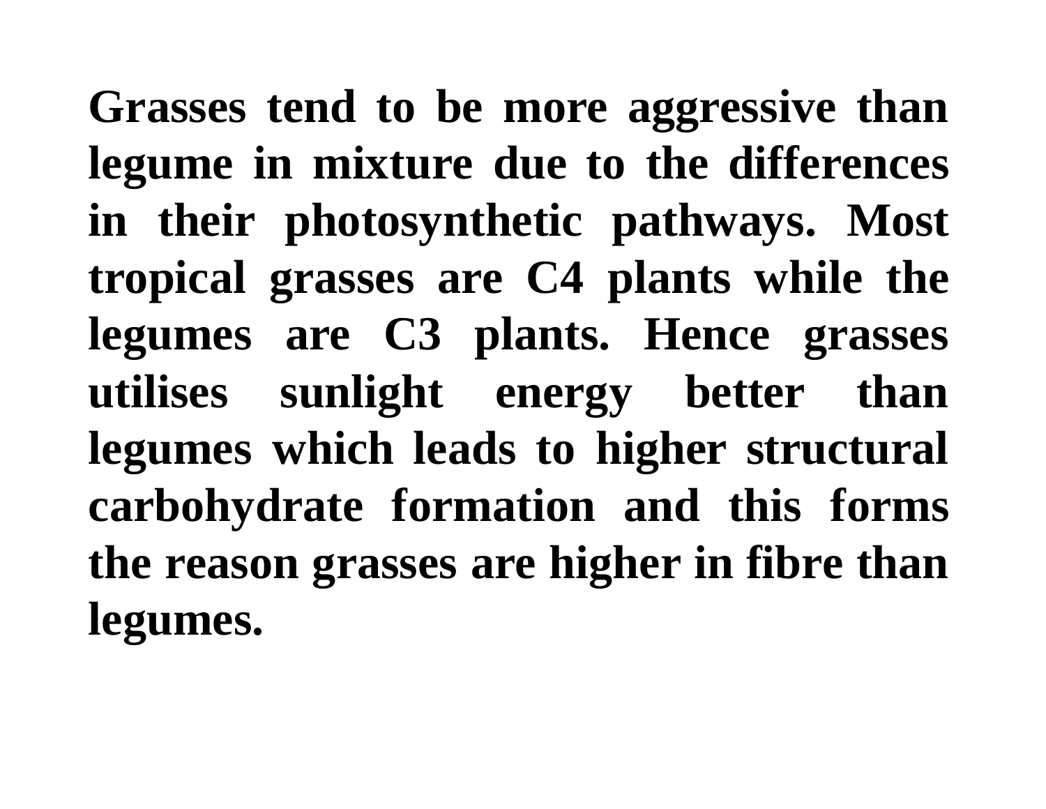**Grasses tend to be more aggressive than legume in mixture due to the differences in their photosynthetic pathways. Most tropical grasses are C4 plants while the legumes are C3 plants. Hence grasses utilises sunlight energy better than legumes which leads to higher structural carbohydrate formation and this forms the reason grasses are higher in fibre than legumes.**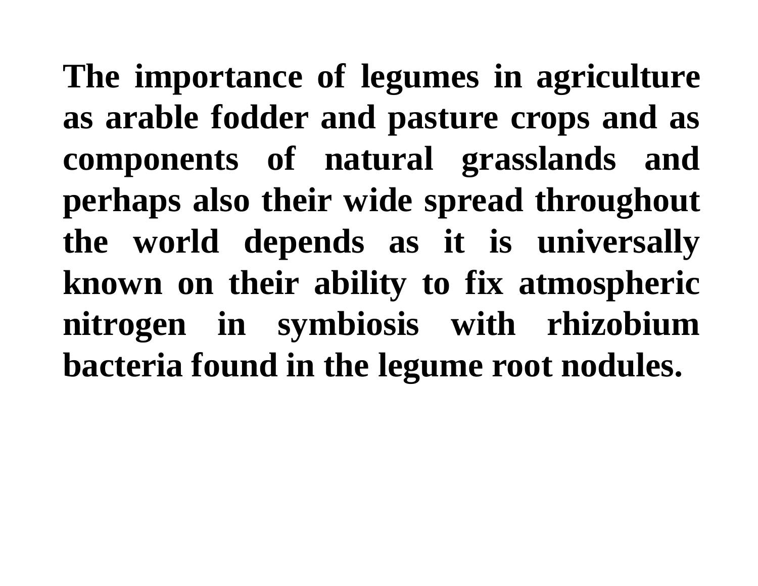**The importance of legumes in agriculture as arable fodder and pasture crops and as components of natural grasslands and perhaps also their wide spread throughout the world depends as it is universally known on their ability to fix atmospheric nitrogen in symbiosis with rhizobium bacteria found in the legume root nodules.**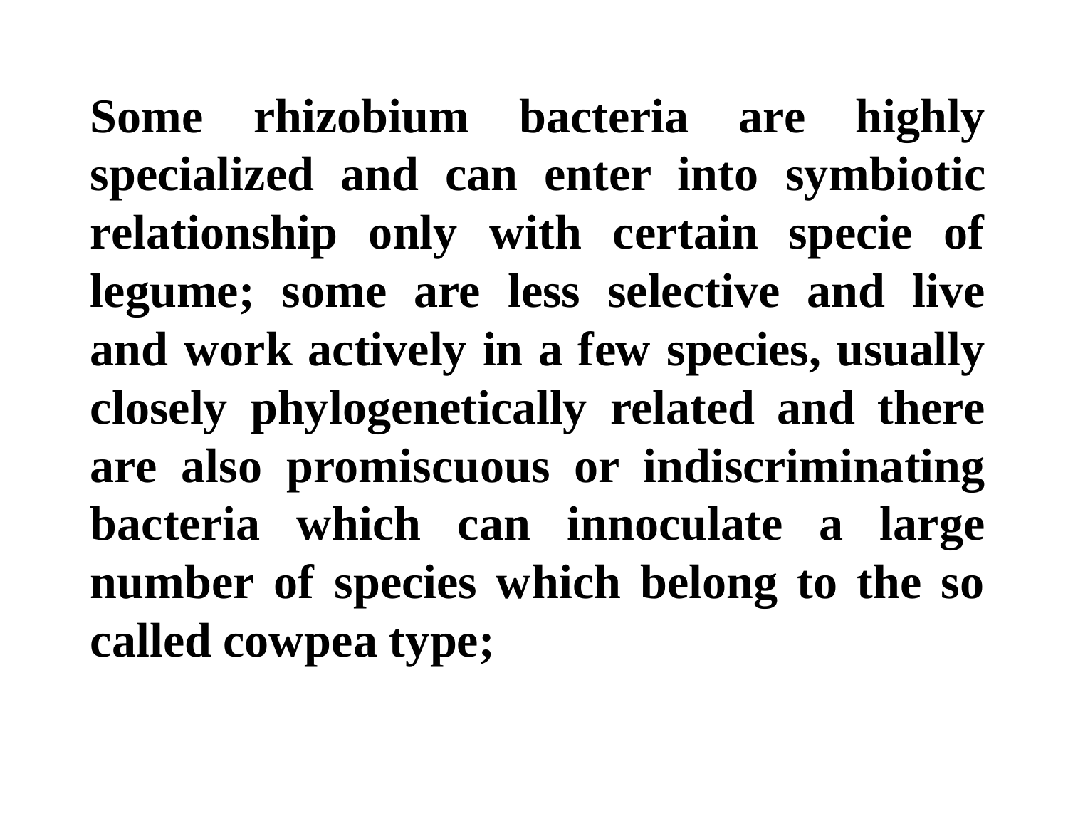**Some rhizobium bacteria are highly specialized and can enter into symbiotic relationship only with certain specie of legume; some are less selective and live and work actively in a few species, usually closely phylogenetically related and there are also promiscuous or indiscriminating bacteria which can innoculate a large number of species which belong to the so called cowpea type;**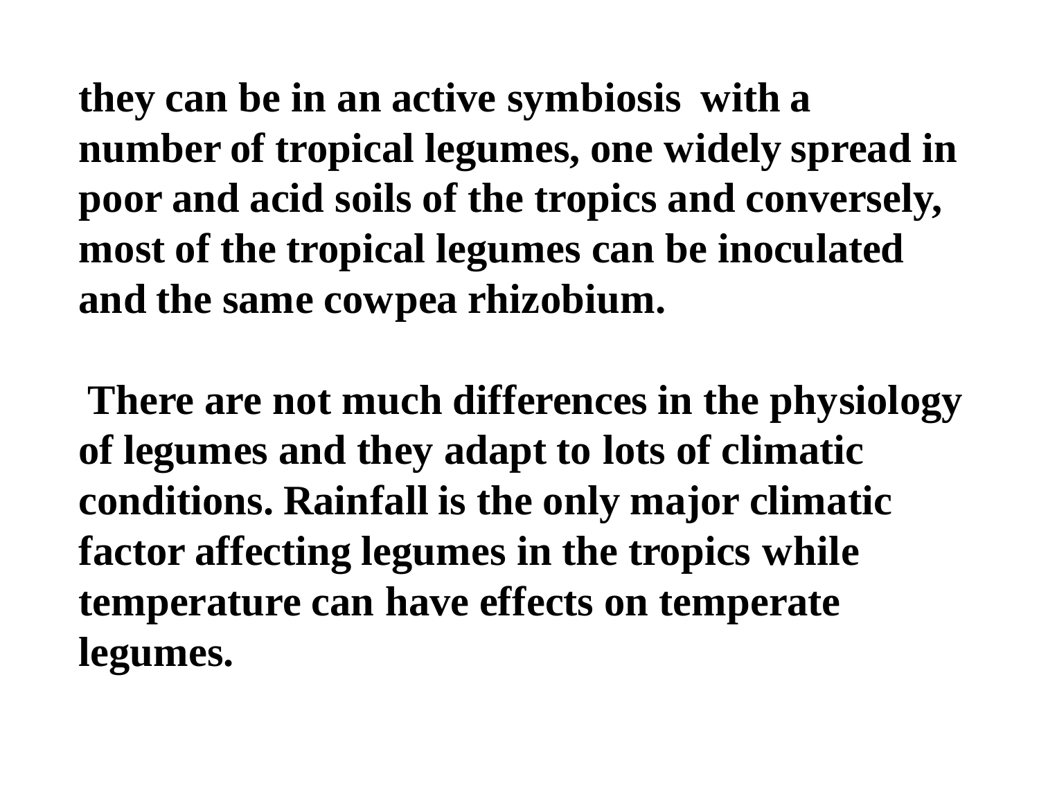**they can be in an active symbiosis with a number of tropical legumes, one widely spread in poor and acid soils of the tropics and conversely, most of the tropical legumes can be inoculated and the same cowpea rhizobium.**

**There are not much differences in the physiology of legumes and they adapt to lots of climatic conditions. Rainfall is the only major climatic factor affecting legumes in the tropics while temperature can have effects on temperate legumes.**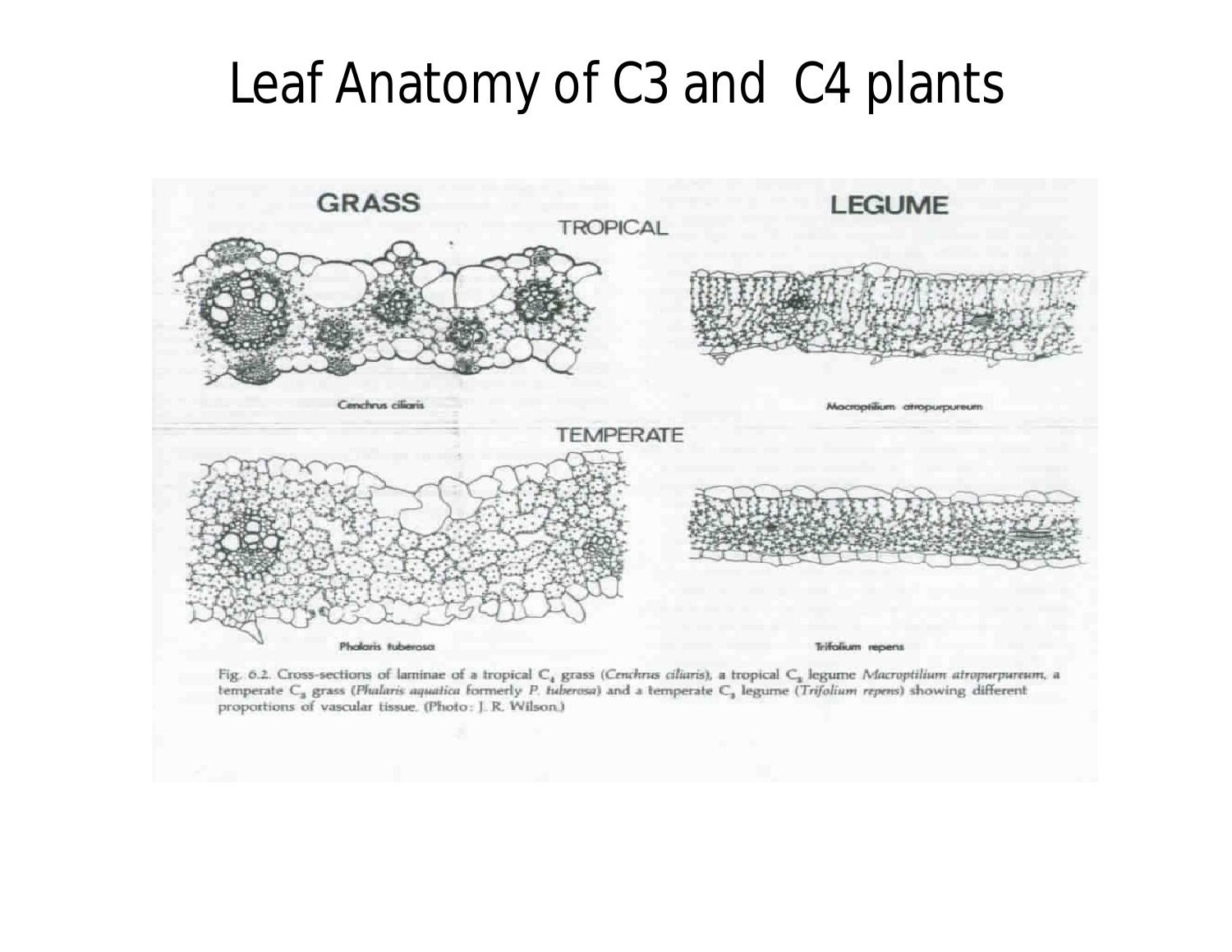# Leaf Anatomy of C3 and C4 plants

GRASS

LEGUME

TROPICAL

*Cenchrus ciliaris*

*Macroptilium atropurpureum*

TEMPERATE

*Phalaris tuberosa*

*Trifolium repens*

Fig. 6.2. Cross-sections of laminae of a tropical $C_4$ grass (*Cenchrus ciliaris*), a tropical $C_3$ legume *Macroptilium atropurpureum*, a temperate $C_3$ grass (*Phalaris aquatica* formerly *P. tuberosa*) and a temperate $C_3$ legume (*Trifolium repens*) showing different proportions of vascular tissue. (Photo: J. R. Wilson.)